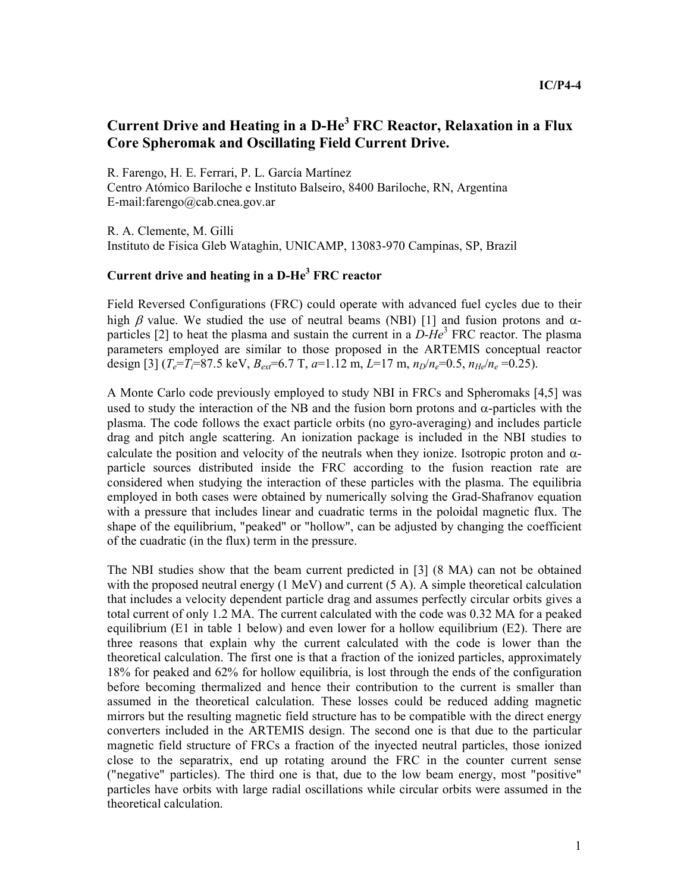# Current Drive and Heating in a D-He$^3$ FRC Reactor, Relaxation in a Flux Core Spheromak and Oscillating Field Current Drive.

R. Farengo, H. E. Ferrari, P. L. García Martínez
Centro Atómico Bariloche e Instituto Balseiro, 8400 Bariloche, RN, Argentina
E-mail:farengo@cab.cnea.gov.ar

R. A. Clemente, M. Gilli
Instituto de Fisica Gleb Wataghin, UNICAMP, 13083-970 Campinas, SP, Brazil

## Current drive and heating in a D-He$^3$ FRC reactor

Field Reversed Configurations (FRC) could operate with advanced fuel cycles due to their high $\beta$ value. We studied the use of neutral beams (NBI) [1] and fusion protons and $\alpha$-particles [2] to heat the plasma and sustain the current in a *D-He*$^3$ FRC reactor. The plasma parameters employed are similar to those proposed in the ARTEMIS conceptual reactor design [3] ($T_e$=$T_i$=87.5 keV, $B_{ext}$=6.7 T, $a$=1.12 m, $L$=17 m, $n_D/n_e$=0.5, $n_{He}/n_e$ =0.25).

A Monte Carlo code previously employed to study NBI in FRCs and Spheromaks [4,5] was used to study the interaction of the NB and the fusion born protons and $\alpha$-particles with the plasma. The code follows the exact particle orbits (no gyro-averaging) and includes particle drag and pitch angle scattering. An ionization package is included in the NBI studies to calculate the position and velocity of the neutrals when they ionize. Isotropic proton and $\alpha$-particle sources distributed inside the FRC according to the fusion reaction rate are considered when studying the interaction of these particles with the plasma. The equilibria employed in both cases were obtained by numerically solving the Grad-Shafranov equation with a pressure that includes linear and cuadratic terms in the poloidal magnetic flux. The shape of the equilibrium, "peaked" or "hollow", can be adjusted by changing the coefficient of the cuadratic (in the flux) term in the pressure.

The NBI studies show that the beam current predicted in [3] (8 MA) can not be obtained with the proposed neutral energy (1 MeV) and current (5 A). A simple theoretical calculation that includes a velocity dependent particle drag and assumes perfectly circular orbits gives a total current of only 1.2 MA. The current calculated with the code was 0.32 MA for a peaked equilibrium (E1 in table 1 below) and even lower for a hollow equilibrium (E2). There are three reasons that explain why the current calculated with the code is lower than the theoretical calculation. The first one is that a fraction of the ionized particles, approximately 18% for peaked and 62% for hollow equilibria, is lost through the ends of the configuration before becoming thermalized and hence their contribution to the current is smaller than assumed in the theoretical calculation. These losses could be reduced adding magnetic mirrors but the resulting magnetic field structure has to be compatible with the direct energy converters included in the ARTEMIS design. The second one is that due to the particular magnetic field structure of FRCs a fraction of the inyected neutral particles, those ionized close to the separatrix, end up rotating around the FRC in the counter current sense ("negative" particles). The third one is that, due to the low beam energy, most "positive" particles have orbits with large radial oscillations while circular orbits were assumed in the theoretical calculation.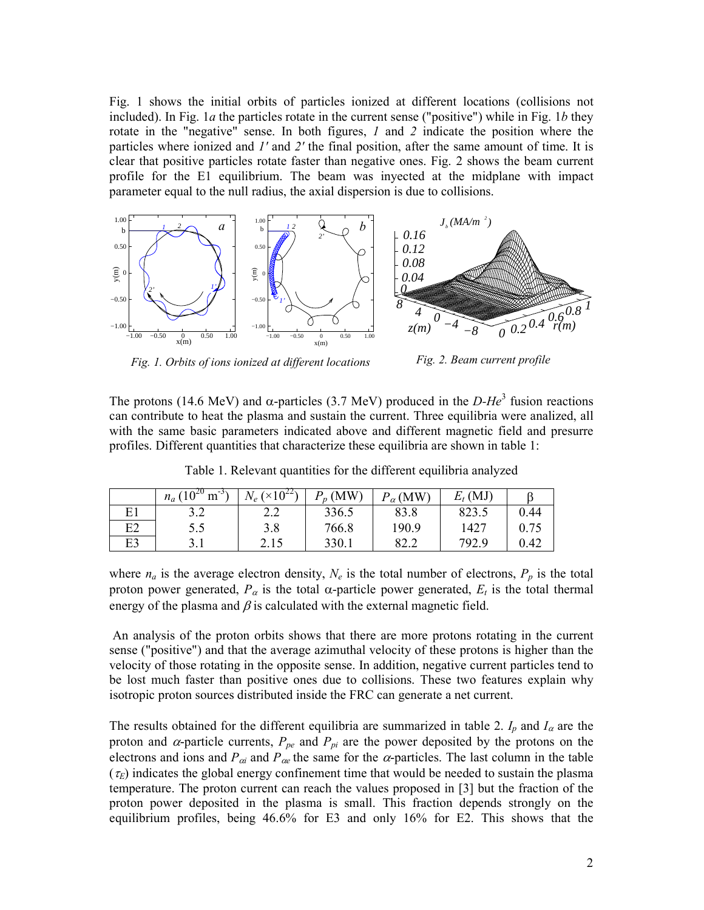Fig. 1 shows the initial orbits of particles ionized at different locations (collisions not included). In Fig. 1*a* the particles rotate in the current sense ("positive") while in Fig. 1*b* they rotate in the "negative" sense. In both figures, *1* and *2* indicate the position where the particles where ionized and *1′* and *2′* the final position, after the same amount of time. It is clear that positive particles rotate faster than negative ones. Fig. 2 shows the beam current profile for the E1 equilibrium. The beam was inyected at the midplane with impact parameter equal to the null radius, the axial dispersion is due to collisions.

*Fig. 1. Orbits of ions ionized at different locations*

*Fig. 2. Beam current profile*

The protons (14.6 MeV) and α-particles (3.7 MeV) produced in the *D-He*$^3$ fusion reactions can contribute to heat the plasma and sustain the current. Three equilibria were analized, all with the same basic parameters indicated above and different magnetic field and presurre profiles. Different quantities that characterize these equilibria are shown in table 1:

Table 1. Relevant quantities for the different equilibria analyzed

| | $n_a$ ($10^{20}$ m$^{-3}$) | $N_e$ ($\times 10^{22}$) | $P_p$ (MW) | $P_\alpha$ (MW) | $E_t$ (MJ) | β |
|---|---|---|---|---|---|---|
| E1 | 3.2 | 2.2 | 336.5 | 83.8 | 823.5 | 0.44 |
| E2 | 5.5 | 3.8 | 766.8 | 190.9 | 1427 | 0.75 |
| E3 | 3.1 | 2.15 | 330.1 | 82.2 | 792.9 | 0.42 |

where $n_a$ is the average electron density, $N_e$ is the total number of electrons, $P_p$ is the total proton power generated, $P_\alpha$ is the total α-particle power generated, $E_t$ is the total thermal energy of the plasma and $\beta$ is calculated with the external magnetic field.

An analysis of the proton orbits shows that there are more protons rotating in the current sense ("positive") and that the average azimuthal velocity of these protons is higher than the velocity of those rotating in the opposite sense. In addition, negative current particles tend to be lost much faster than positive ones due to collisions. These two features explain why isotropic proton sources distributed inside the FRC can generate a net current.

The results obtained for the different equilibria are summarized in table 2. $I_p$ and $I_\alpha$ are the proton and $\alpha$-particle currents, $P_{pe}$ and $P_{pi}$ are the power deposited by the protons on the electrons and ions and $P_{\alpha i}$ and $P_{\alpha e}$ the same for the $\alpha$-particles. The last column in the table ($\tau_E$) indicates the global energy confinement time that would be needed to sustain the plasma temperature. The proton current can reach the values proposed in [3] but the fraction of the proton power deposited in the plasma is small. This fraction depends strongly on the equilibrium profiles, being 46.6% for E3 and only 16% for E2. This shows that the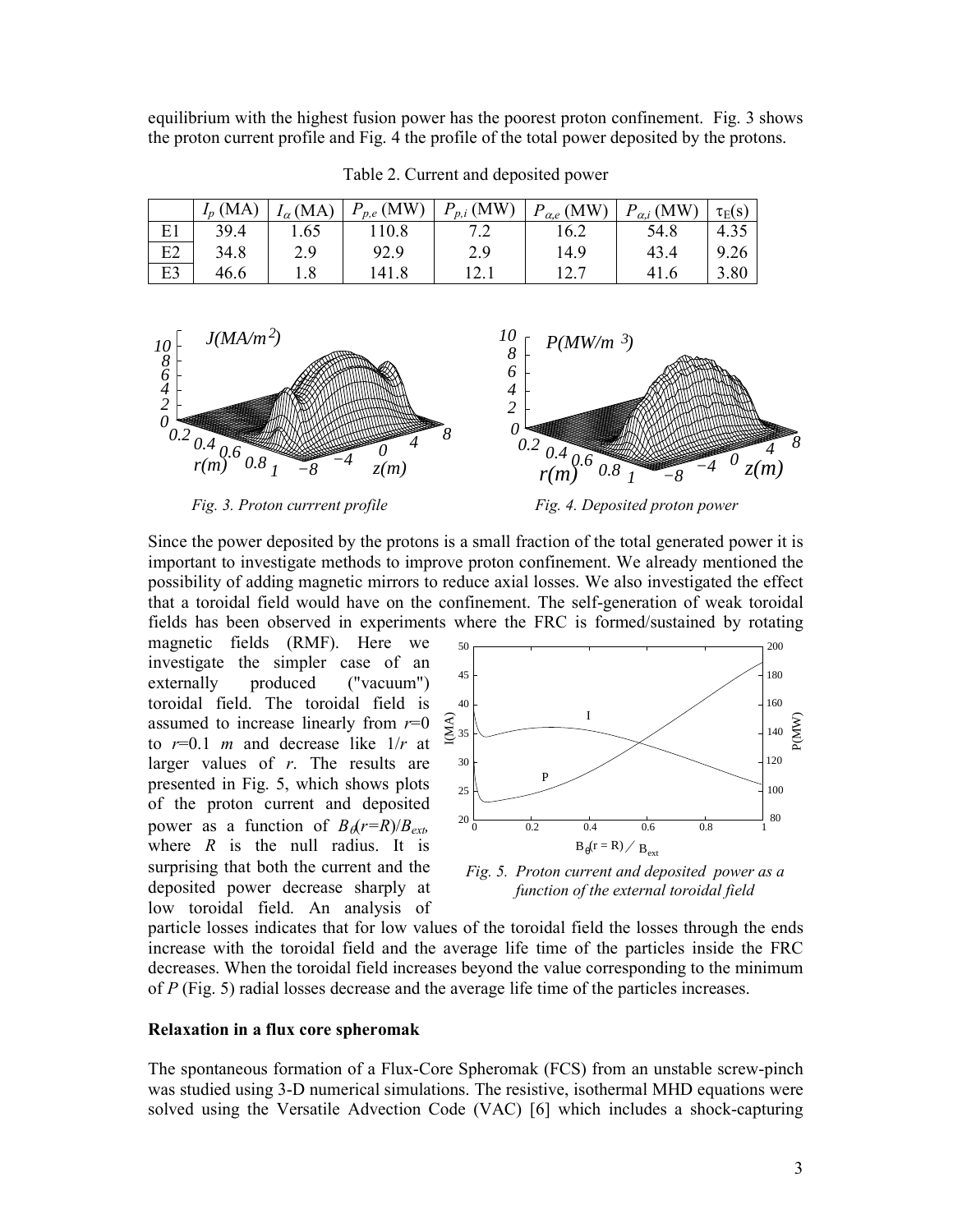equilibrium with the highest fusion power has the poorest proton confinement. Fig. 3 shows the proton current profile and Fig. 4 the profile of the total power deposited by the protons.

Table 2. Current and deposited power

| | $I_p$ (MA) | $I_\alpha$ (MA) | $P_{p,e}$ (MW) | $P_{p,i}$ (MW) | $P_{\alpha,e}$ (MW) | $P_{\alpha,i}$ (MW) | $\tau_E$(s) |
|---|---|---|---|---|---|---|---|
| E1 | 39.4 | 1.65 | 110.8 | 7.2 | 16.2 | 54.8 | 4.35 |
| E2 | 34.8 | 2.9 | 92.9 | 2.9 | 14.9 | 43.4 | 9.26 |
| E3 | 46.6 | 1.8 | 141.8 | 12.1 | 12.7 | 41.6 | 3.80 |

*Fig. 3. Proton currrent profile*

*Fig. 4. Deposited proton power*

Since the power deposited by the protons is a small fraction of the total generated power it is important to investigate methods to improve proton confinement. We already mentioned the possibility of adding magnetic mirrors to reduce axial losses. We also investigated the effect that a toroidal field would have on the confinement. The self-generation of weak toroidal fields has been observed in experiments where the FRC is formed/sustained by rotating magnetic fields (RMF). Here we investigate the simpler case of an externally produced ("vacuum") toroidal field. The toroidal field is assumed to increase linearly from $r$=0 to $r$=0.1 $m$ and decrease like $1/r$ at larger values of $r$. The results are presented in Fig. 5, which shows plots of the proton current and deposited power as a function of $B_\theta(r=R)/B_{ext}$, where $R$ is the null radius. It is surprising that both the current and the deposited power decrease sharply at low toroidal field. An analysis of particle losses indicates that for low values of the toroidal field the losses through the ends increase with the toroidal field and the average life time of the particles inside the FRC decreases. When the toroidal field increases beyond the value corresponding to the minimum of $P$ (Fig. 5) radial losses decrease and the average life time of the particles increases.

*Fig. 5. Proton current and deposited power as a function of the external toroidal field*

**Relaxation in a flux core spheromak**

The spontaneous formation of a Flux-Core Spheromak (FCS) from an unstable screw-pinch was studied using 3-D numerical simulations. The resistive, isothermal MHD equations were solved using the Versatile Advection Code (VAC) [6] which includes a shock-capturing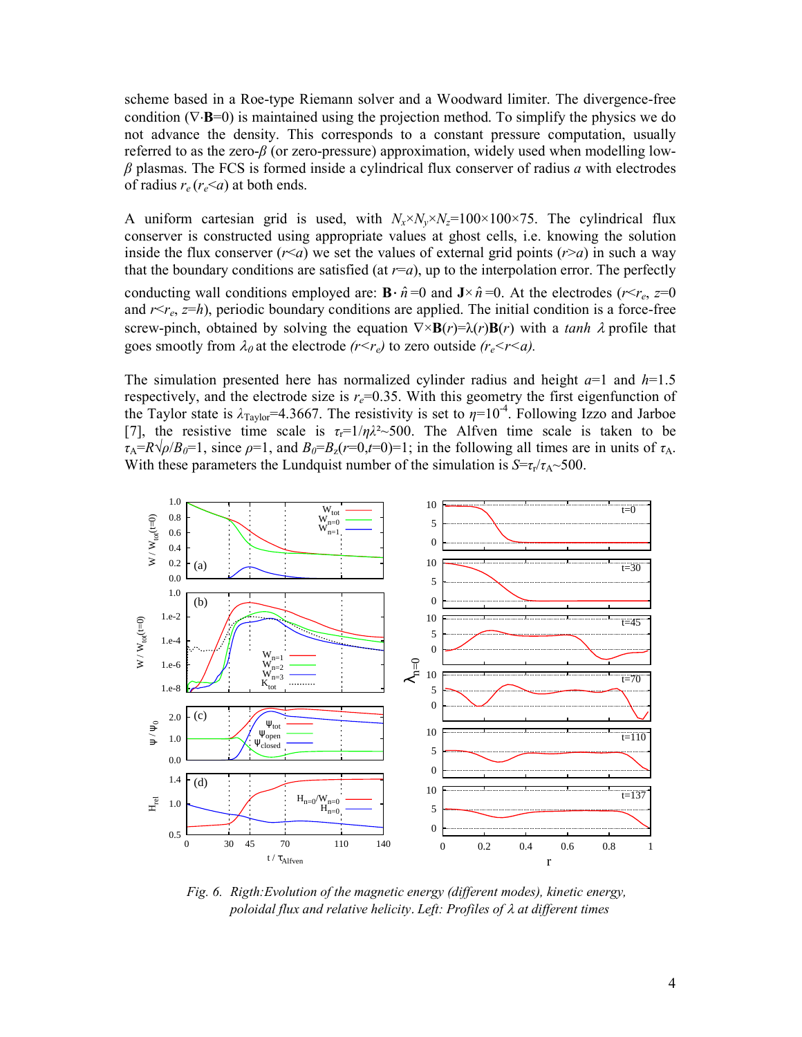scheme based in a Roe-type Riemann solver and a Woodward limiter. The divergence-free condition ($\nabla\cdot\mathbf{B}=0$) is maintained using the projection method. To simplify the physics we do not advance the density. This corresponds to a constant pressure computation, usually referred to as the zero-$\beta$ (or zero-pressure) approximation, widely used when modelling low-$\beta$ plasmas. The FCS is formed inside a cylindrical flux conserver of radius $a$ with electrodes of radius $r_e$ ($r_e<a$) at both ends.

A uniform cartesian grid is used, with $N_x\times N_y\times N_z=100\times100\times75$. The cylindrical flux conserver is constructed using appropriate values at ghost cells, i.e. knowing the solution inside the flux conserver ($r<a$) we set the values of external grid points ($r>a$) in such a way that the boundary conditions are satisfied (at $r=a$), up to the interpolation error. The perfectly conducting wall conditions employed are: $\mathbf{B}\cdot\hat{n}=0$ and $\mathbf{J}\times\hat{n}=0$. At the electrodes ($r<r_e$, $z=0$ and $r<r_e$, $z=h$), periodic boundary conditions are applied. The initial condition is a force-free screw-pinch, obtained by solving the equation $\nabla\times\mathbf{B}(r)=\lambda(r)\mathbf{B}(r)$ with a *tanh* $\lambda$ profile that goes smoothly from $\lambda_0$ at the electrode *($r<r_e$)* to zero outside *($r_e<r<a$).*

The simulation presented here has normalized cylinder radius and height $a=1$ and $h=1.5$ respectively, and the electrode size is $r_e=0.35$. With this geometry the first eigenfunction of the Taylor state is $\lambda_{\text{Taylor}}=4.3667$. The resistivity is set to $\eta=10^{-4}$. Following Izzo and Jarboe [7], the resistive time scale is $\tau_r=1/\eta\lambda^2\sim500$. The Alfven time scale is taken to $\tau_A=R\sqrt{\rho}/B_0=1$, since $\rho=1$, and $B_0=B_z(r=0,t=0)=1$; in the following all times are in units of $\tau_A$. With these parameters the Lundquist number of the simulation is $S=\tau_r/\tau_A\sim500$.

*Fig. 6. Rigth:Evolution of the magnetic energy (different modes), kinetic energy, poloidal flux and relative helicity. Left: Profiles of λ at different times*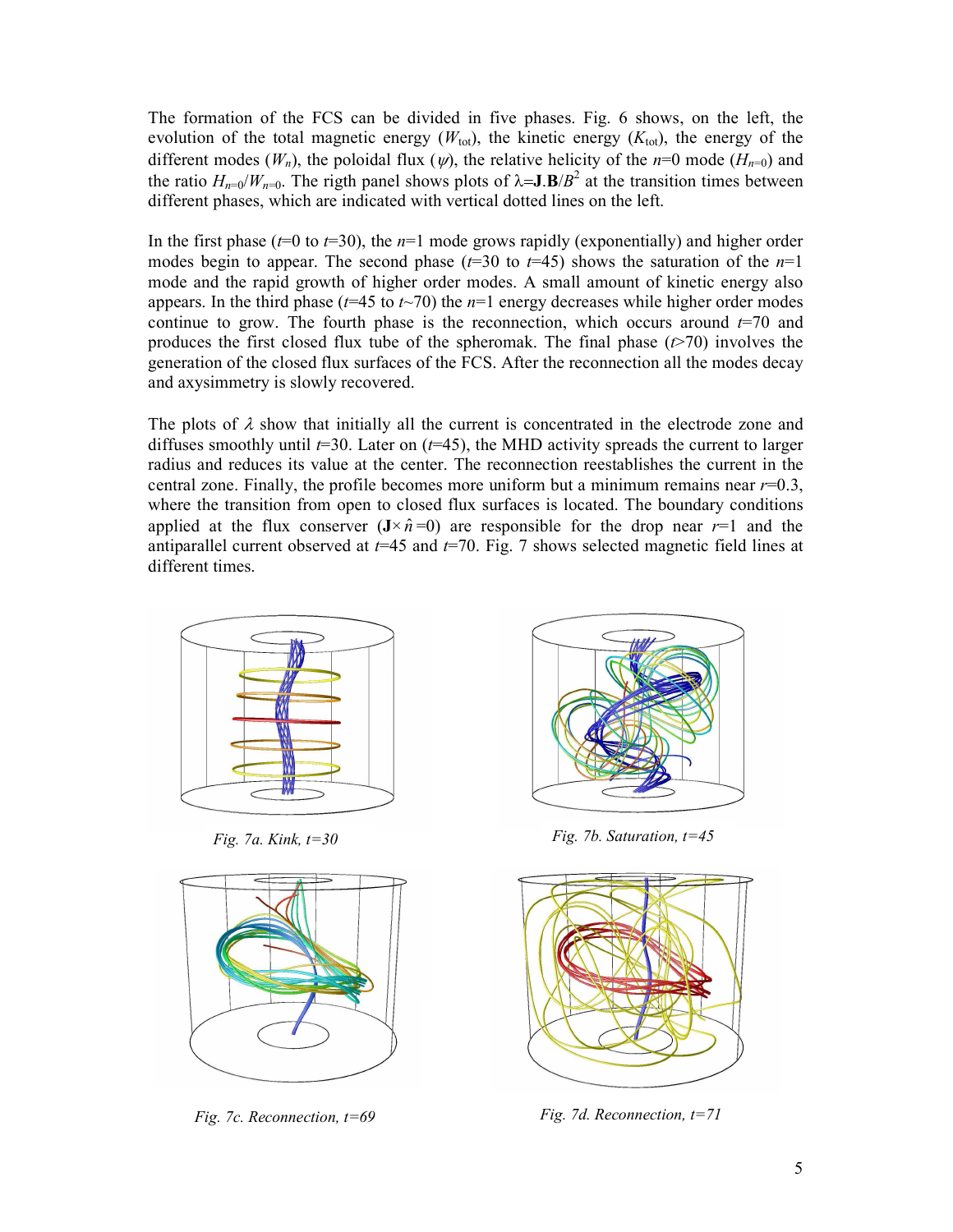The formation of the FCS can be divided in five phases. Fig. 6 shows, on the left, the evolution of the total magnetic energy ($W_{tot}$), the kinetic energy ($K_{tot}$), the energy of the different modes ($W_n$), the poloidal flux ($\psi$), the relative helicity of the $n$=0 mode ($H_{n=0}$) and the ratio $H_{n=0}/W_{n=0}$. The rigth panel shows plots of $\lambda$=$\mathbf{J}.\mathbf{B}/B^2$ at the transition times between different phases, which are indicated with vertical dotted lines on the left.

In the first phase ($t$=0 to $t$=30), the $n$=1 mode grows rapidly (exponentially) and higher order modes begin to appear. The second phase ($t$=30 to $t$=45) shows the saturation of the $n$=1 mode and the rapid growth of higher order modes. A small amount of kinetic energy also appears. In the third phase ($t$=45 to $t$~70) the $n$=1 energy decreases while higher order modes continue to grow. The fourth phase is the reconnection, which occurs around $t$=70 and produces the first closed flux tube of the spheromak. The final phase ($t$>70) involves the generation of the closed flux surfaces of the FCS. After the reconnection all the modes decay and axysimmetry is slowly recovered.

The plots of $\lambda$ show that initially all the current is concentrated in the electrode zone and diffuses smoothly until $t$=30. Later on ($t$=45), the MHD activity spreads the current to larger radius and reduces its value at the center. The reconnection reestablishes the current in the central zone. Finally, the profile becomes more uniform but a minimum remains near $r$=0.3, where the transition from open to closed flux surfaces is located. The boundary conditions applied at the flux conserver ($\mathbf{J}\times\hat{n}$=0) are responsible for the drop near $r$=1 and the antiparallel current observed at $t$=45 and $t$=70. Fig. 7 shows selected magnetic field lines at different times.

*Fig. 7a. Kink, t=30*

*Fig. 7b. Saturation, t=45*

*Fig. 7c. Reconnection, t=69*

*Fig. 7d. Reconnection, t=71*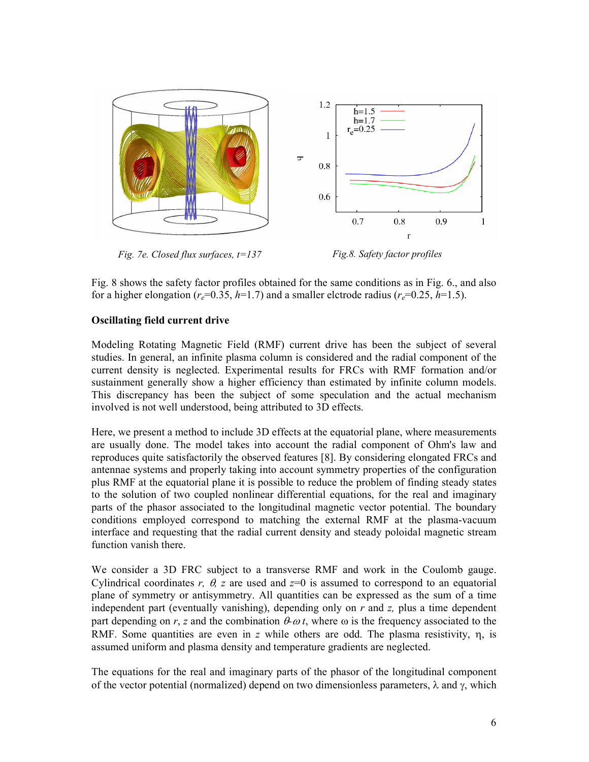Fig. 7e. Closed flux surfaces, t=137

Fig.8. Safety factor profiles

Fig. 8 shows the safety factor profiles obtained for the same conditions as in Fig. 6., and also for a higher elongation ($r_e$=0.35, $h$=1.7) and a smaller elctrode radius ($r_e$=0.25, $h$=1.5).

**Oscillating field current drive**

Modeling Rotating Magnetic Field (RMF) current drive has been the subject of several studies. In general, an infinite plasma column is considered and the radial component of the current density is neglected. Experimental results for FRCs with RMF formation and/or sustainment generally show a higher efficiency than estimated by infinite column models. This discrepancy has been the subject of some speculation and the actual mechanism involved is not well understood, being attributed to 3D effects.

Here, we present a method to include 3D effects at the equatorial plane, where measurements are usually done. The model takes into account the radial component of Ohm's law and reproduces quite satisfactorily the observed features [8]. By considering elongated FRCs and antennae systems and properly taking into account symmetry properties of the configuration plus RMF at the equatorial plane it is possible to reduce the problem of finding steady states to the solution of two coupled nonlinear differential equations, for the real and imaginary parts of the phasor associated to the longitudinal magnetic vector potential. The boundary conditions employed correspond to matching the external RMF at the plasma-vacuum interface and requesting that the radial current density and steady poloidal magnetic stream function vanish there.

We consider a 3D FRC subject to a transverse RMF and work in the Coulomb gauge. Cylindrical coordinates $r$, $\theta$, $z$ are used and $z$=0 is assumed to correspond to an equatorial plane of symmetry or antisymmetry. All quantities can be expressed as the sum of a time independent part (eventually vanishing), depending only on $r$ and $z$, plus a time dependent part depending on $r$, $z$ and the combination $\theta$-$\omega t$, where $\omega$ is the frequency associated to the RMF. Some quantities are even in $z$ while others are odd. The plasma resistivity, $\eta$, is assumed uniform and plasma density and temperature gradients are neglected.

The equations for the real and imaginary parts of the phasor of the longitudinal component of the vector potential (normalized) depend on two dimensionless parameters, $\lambda$ and $\gamma$, which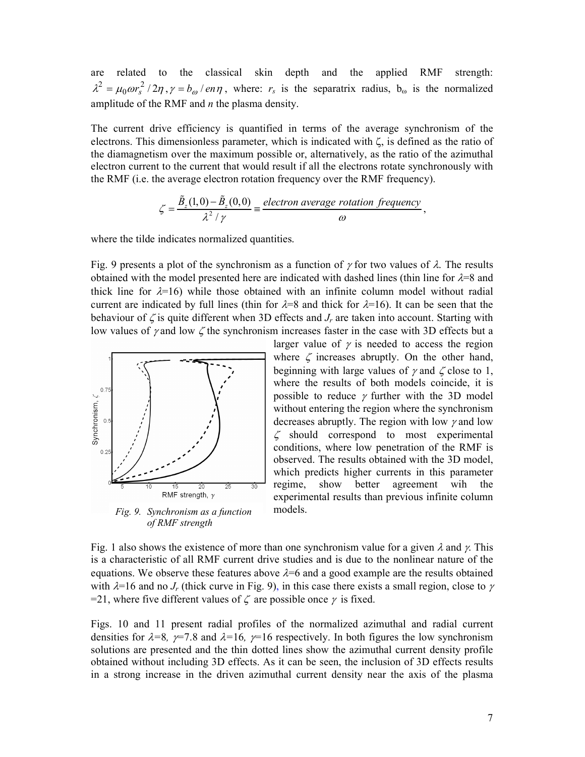are related to the classical skin depth and the applied RMF strength: $\lambda^2 = \mu_0 \omega r_s^2 / 2\eta$, $\gamma = b_\omega / en\eta$, where: $r_s$ is the separatrix radius, $b_\omega$ is the normalized amplitude of the RMF and $n$ the plasma density.

The current drive efficiency is quantified in terms of the average synchronism of the electrons. This dimensionless parameter, which is indicated with ζ, is defined as the ratio of the diamagnetism over the maximum possible or, alternatively, as the ratio of the azimuthal electron current to the current that would result if all the electrons rotate synchronously with the RMF (i.e. the average electron rotation frequency over the RMF frequency).

$$\zeta = \frac{\tilde{B}_z(1,0) - \tilde{B}_z(0,0)}{\lambda^2 / \gamma} \equiv \frac{\textit{electron average rotation frequency}}{\omega},$$

where the tilde indicates normalized quantities.

Fig. 9 presents a plot of the synchronism as a function of $\gamma$ for two values of $\lambda$. The results obtained with the model presented here are indicated with dashed lines (thin line for $\lambda$=8 and thick line for $\lambda$=16) while those obtained with an infinite column model without radial current are indicated by full lines (thin for $\lambda$=8 and thick for $\lambda$=16). It can be seen that the behaviour of $\zeta$ is quite different when 3D effects and $J_r$ are taken into account. Starting with low values of $\gamma$ and low $\zeta$ the synchronism increases faster in the case with 3D effects but a larger value of $\gamma$ is needed to access the region where $\zeta$ increases abruptly. On the other hand, beginning with large values of $\gamma$ and $\zeta$ close to 1, where the results of both models coincide, it is possible to reduce $\gamma$ further with the 3D model without entering the region where the synchronism decreases abruptly. The region with low $\gamma$ and low $\zeta$ should correspond to most experimental conditions, where low penetration of the RMF is observed. The results obtained with the 3D model, which predicts higher currents in this parameter regime, show better agreement wih the experimental results than previous infinite column models.

*Fig. 9. Synchronism as a function of RMF strength*

Fig. 1 also shows the existence of more than one synchronism value for a given $\lambda$ and $\gamma$. This is a characteristic of all RMF current drive studies and is due to the nonlinear nature of the equations. We observe these features above $\lambda$=6 and a good example are the results obtained with $\lambda$=16 and no $J_r$ (thick curve in Fig. 9), in this case there exists a small region, close to $\gamma$ =21, where five different values of $\zeta$ are possible once $\gamma$ is fixed.

Figs. 10 and 11 present radial profiles of the normalized azimuthal and radial current densities for $\lambda$=8, $\gamma$=7.8 and $\lambda$=16, $\gamma$=16 respectively. In both figures the low synchronism solutions are presented and the thin dotted lines show the azimuthal current density profile obtained without including 3D effects. As it can be seen, the inclusion of 3D effects results in a strong increase in the driven azimuthal current density near the axis of the plasma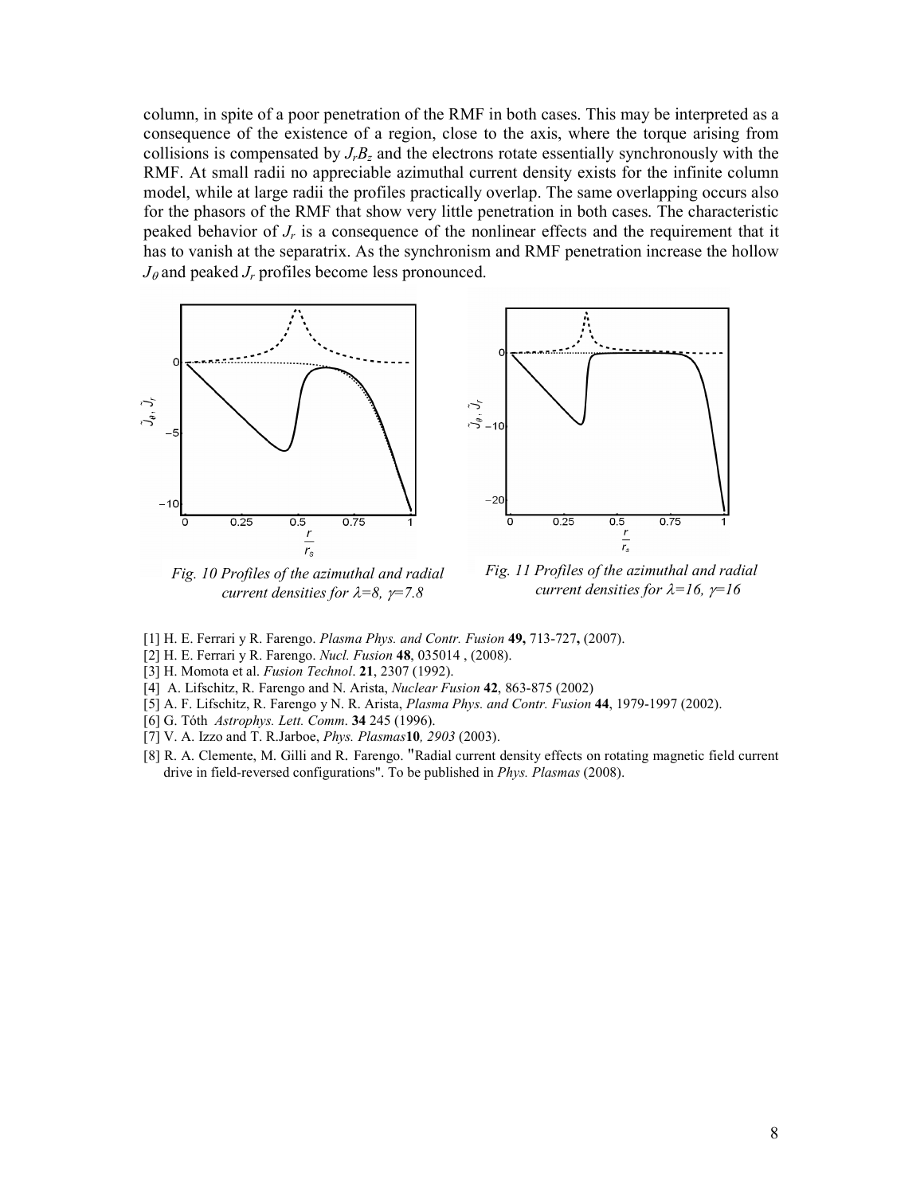column, in spite of a poor penetration of the RMF in both cases. This may be interpreted as a consequence of the existence of a region, close to the axis, where the torque arising from collisions is compensated by $J_r B_z$ and the electrons rotate essentially synchronously with the RMF. At small radii no appreciable azimuthal current density exists for the infinite column model, while at large radii the profiles practically overlap. The same overlapping occurs also for the phasors of the RMF that show very little penetration in both cases. The characteristic peaked behavior of $J_r$ is a consequence of the nonlinear effects and the requirement that it has to vanish at the separatrix. As the synchronism and RMF penetration increase the hollow $J_\theta$ and peaked $J_r$ profiles become less pronounced.

$J_\theta, J_r$

0

−5

−10

0 0.25 0.5 0.75 1

$\frac{r}{r_s}$

*Fig. 10 Profiles of the azimuthal and radial current densities for $\lambda$=8, $\gamma$=7.8*

$J_\theta, J_r$

0

−10

−20

0 0.25 0.5 0.75 1

$\frac{r}{r_s}$

*Fig. 11 Profiles of the azimuthal and radial current densities for $\lambda$=16, $\gamma$=16*

[1] H. E. Ferrari y R. Farengo. *Plasma Phys. and Contr. Fusion* **49,** 713-727**,** (2007).

[2] H. E. Ferrari y R. Farengo. *Nucl. Fusion* **48**, 035014 , (2008).

[3] H. Momota et al. *Fusion Technol*. **21**, 2307 (1992).

[4] A. Lifschitz, R. Farengo and N. Arista, *Nuclear Fusion* **42**, 863-875 (2002)

[5] A. F. Lifschitz, R. Farengo y N. R. Arista, *Plasma Phys. and Contr. Fusion* **44**, 1979-1997 (2002).

[6] G. Tóth *Astrophys. Lett. Comm*. **34** 245 (1996).

[7] V. A. Izzo and T. R.Jarboe, *Phys. Plasmas***10***, 2903* (2003).

[8] R. A. Clemente, M. Gilli and R. Farengo. "Radial current density effects on rotating magnetic field current drive in field-reversed configurations". To be published in *Phys. Plasmas* (2008).